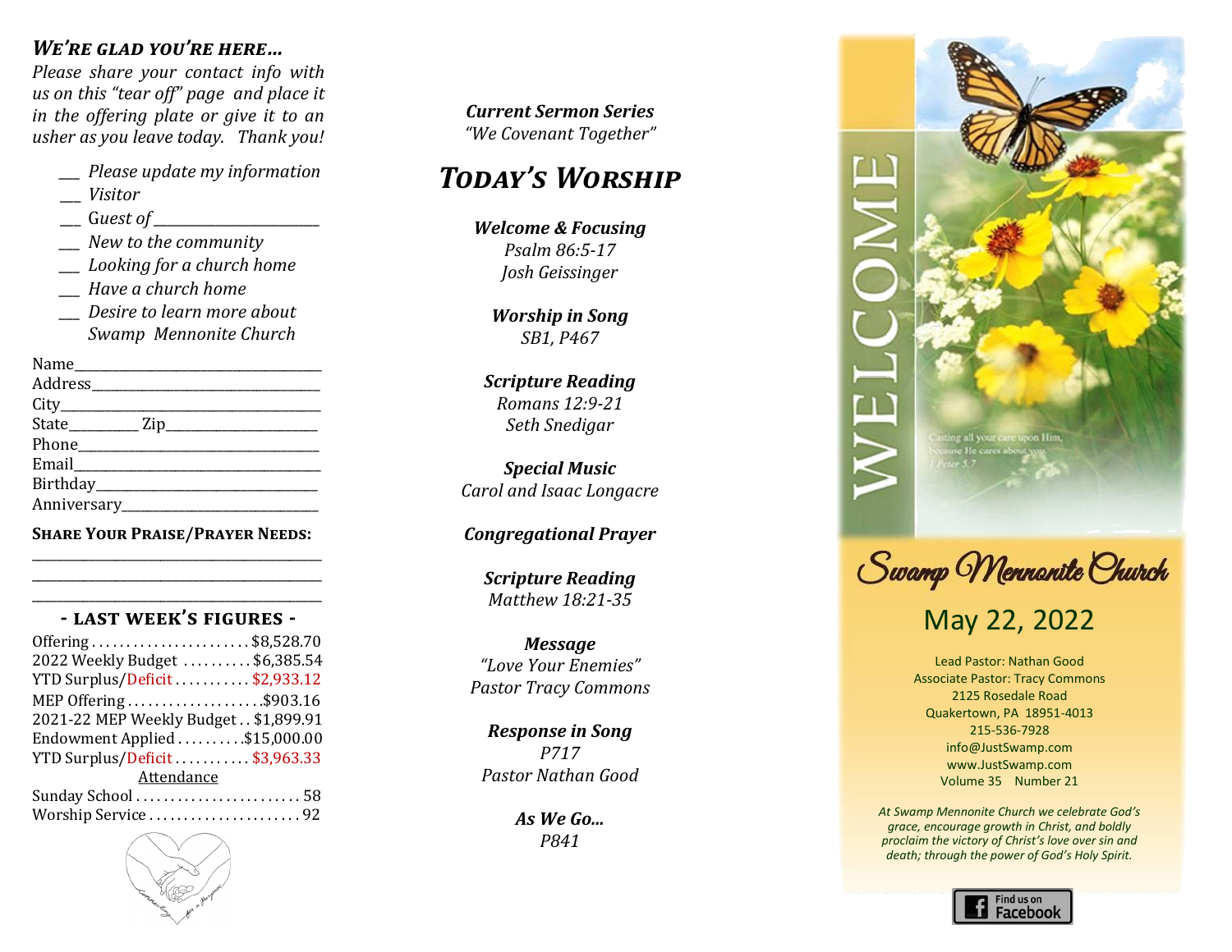## *We're glad you're here...*

*Please share your contact info with us on this "tear off" page and place it in the offering plate or give it to an usher as you leave today. Thank you!*

- ___ *Please update my information*
- ___ *Visitor*
- ___ *Guest of* ______________________
- ___ *New to the community*
- ___ *Looking for a church home*
- ___ *Have a church home*
- ___ *Desire to learn more about Swamp Mennonite Church*

Name___________________________________
Address_________________________________
City_____________________________________
State__________ Zip______________________
Phone___________________________________
Email____________________________________
Birthday_________________________________
Anniversary______________________________

**Share Your Praise/Prayer Needs:**
__________________________________________
__________________________________________
__________________________________________

### - Last Week's Figures -

| | |
|---|---|
| Offering | $8,528.70 |
| 2022 Weekly Budget | $6,385.54 |
| YTD Surplus/Deficit | $2,933.12 |
| MEP Offering | $903.16 |
| 2021-22 MEP Weekly Budget | $1,899.91 |
| Endowment Applied | $15,000.00 |
| YTD Surplus/Deficit | $3,963.33 |

Attendance

| | |
|---|---|
| Sunday School | 58 |
| Worship Service | 92 |

***Current Sermon Series***
*"We Covenant Together"*

## *Today's Worship*

***Welcome & Focusing***
*Psalm 86:5-17*
*Josh Geissinger*

***Worship in Song***
*SB1, P467*

***Scripture Reading***
*Romans 12:9-21*
*Seth Snedigar*

***Special Music***
*Carol and Isaac Longacre*

***Congregational Prayer***

***Scripture Reading***
*Matthew 18:21-35*

***Message***
*"Love Your Enemies"*
*Pastor Tracy Commons*

***Response in Song***
*P717*
*Pastor Nathan Good*

***As We Go...***
*P841*

WELCOME

Casting all your care upon Him, because He cares about you. 1 Peter 5:7

# Swamp Mennonite Church

## May 22, 2022

Lead Pastor: Nathan Good
Associate Pastor: Tracy Commons
2125 Rosedale Road
Quakertown, PA 18951-4013
215-536-7928
info@JustSwamp.com
www.JustSwamp.com
Volume 35 Number 21

*At Swamp Mennonite Church we celebrate God's grace, encourage growth in Christ, and boldly proclaim the victory of Christ's love over sin and death; through the power of God's Holy Spirit.*

Find us on Facebook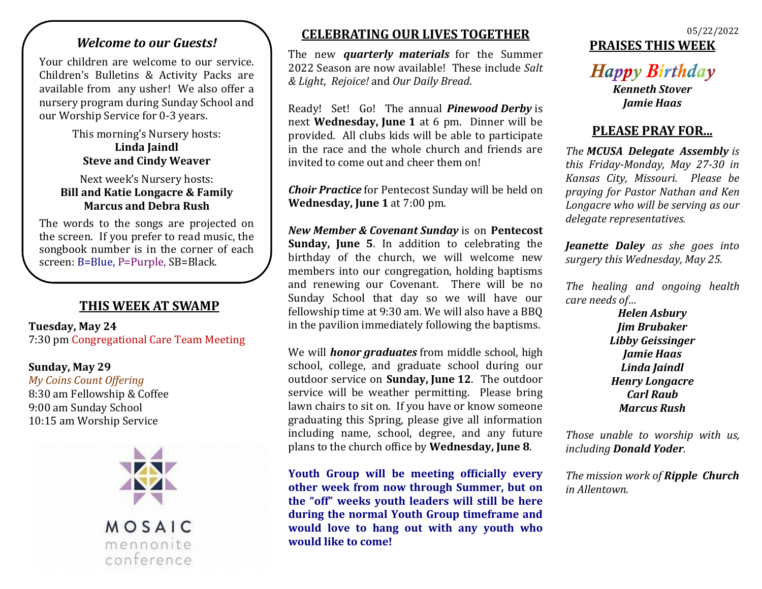### *Welcome to our Guests!*

Your children are welcome to our service. Children's Bulletins & Activity Packs are available from any usher! We also offer a nursery program during Sunday School and our Worship Service for 0-3 years.

This morning's Nursery hosts:
**Linda Jaindl**
**Steve and Cindy Weaver**

Next week's Nursery hosts:
**Bill and Katie Longacre & Family**
**Marcus and Debra Rush**

The words to the songs are projected on the screen. If you prefer to read music, the songbook number is in the corner of each screen: B=Blue, P=Purple, SB=Black.

## THIS WEEK AT SWAMP

**Tuesday, May 24**
7:30 pm Congregational Care Team Meeting

**Sunday, May 29**
*My Coins Count Offering*
8:30 am Fellowship & Coffee
9:00 am Sunday School
10:15 am Worship Service

MOSAIC
mennonite
conference

## CELEBRATING OUR LIVES TOGETHER

The new ***quarterly materials*** for the Summer 2022 Season are now available! These include *Salt & Light*, *Rejoice!* and *Our Daily Bread*.

Ready! Set! Go! The annual ***Pinewood Derby*** is next **Wednesday, June 1** at 6 pm. Dinner will be provided. All clubs kids will be able to participate in the race and the whole church and friends are invited to come out and cheer them on!

***Choir Practice*** for Pentecost Sunday will be held on **Wednesday, June 1** at 7:00 pm.

***New Member & Covenant Sunday*** is on **Pentecost Sunday, June 5**. In addition to celebrating the birthday of the church, we will welcome new members into our congregation, holding baptisms and renewing our Covenant. There will be no Sunday School that day so we will have our fellowship time at 9:30 am. We will also have a BBQ in the pavilion immediately following the baptisms.

We will ***honor graduates*** from middle school, high school, college, and graduate school during our outdoor service on **Sunday, June 12**. The outdoor service will be weather permitting. Please bring lawn chairs to sit on. If you have or know someone graduating this Spring, please give all information including name, school, degree, and any future plans to the church office by **Wednesday, June 8**.

**Youth Group will be meeting officially every other week from now through Summer, but on the "off" weeks youth leaders will still be here during the normal Youth Group timeframe and would love to hang out with any youth who would like to come!**

05/22/2022

## PRAISES THIS WEEK

***Happy Birthday***
***Kenneth Stover***
***Jamie Haas***

## PLEASE PRAY FOR...

*The **MCUSA Delegate Assembly** is this Friday-Monday, May 27-30 in Kansas City, Missouri. Please be praying for Pastor Nathan and Ken Longacre who will be serving as our delegate representatives.*

***Jeanette Daley** as she goes into surgery this Wednesday, May 25.*

*The healing and ongoing health care needs of...*
***Helen Asbury***
***Jim Brubaker***
***Libby Geissinger***
***Jamie Haas***
***Linda Jaindl***
***Henry Longacre***
***Carl Raub***
***Marcus Rush***

*Those unable to worship with us, including **Donald Yoder**.*

*The mission work of **Ripple Church** in Allentown.*